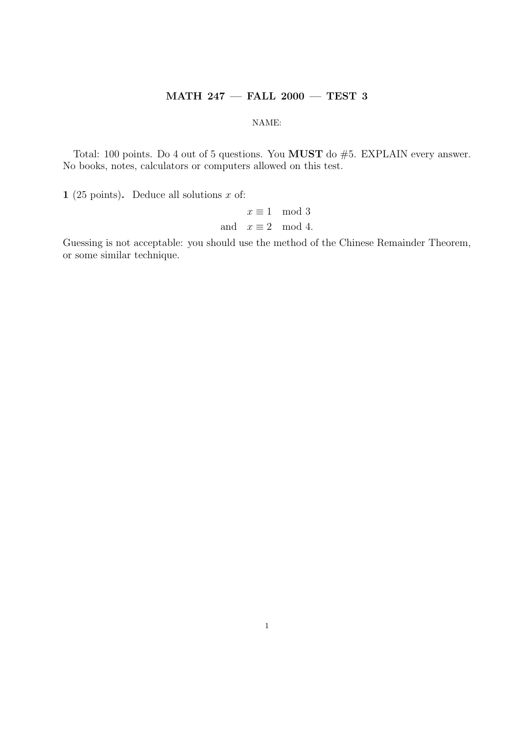# MATH 247 — FALL 2000 — TEST 3

NAME:

Total: 100 points. Do 4 out of 5 questions. You **MUST** do #5. EXPLAIN every answer. No books, notes, calculators or computers allowed on this test.

**1** (25 points)**.** Deduce all solutions $x$ of:

$$
\begin{aligned}
x &\equiv 1 \mod 3 \\
\text{and} \quad x &\equiv 2 \mod 4.
\end{aligned}
$$

Guessing is not acceptable: you should use the method of the Chinese Remainder Theorem, or some similar technique.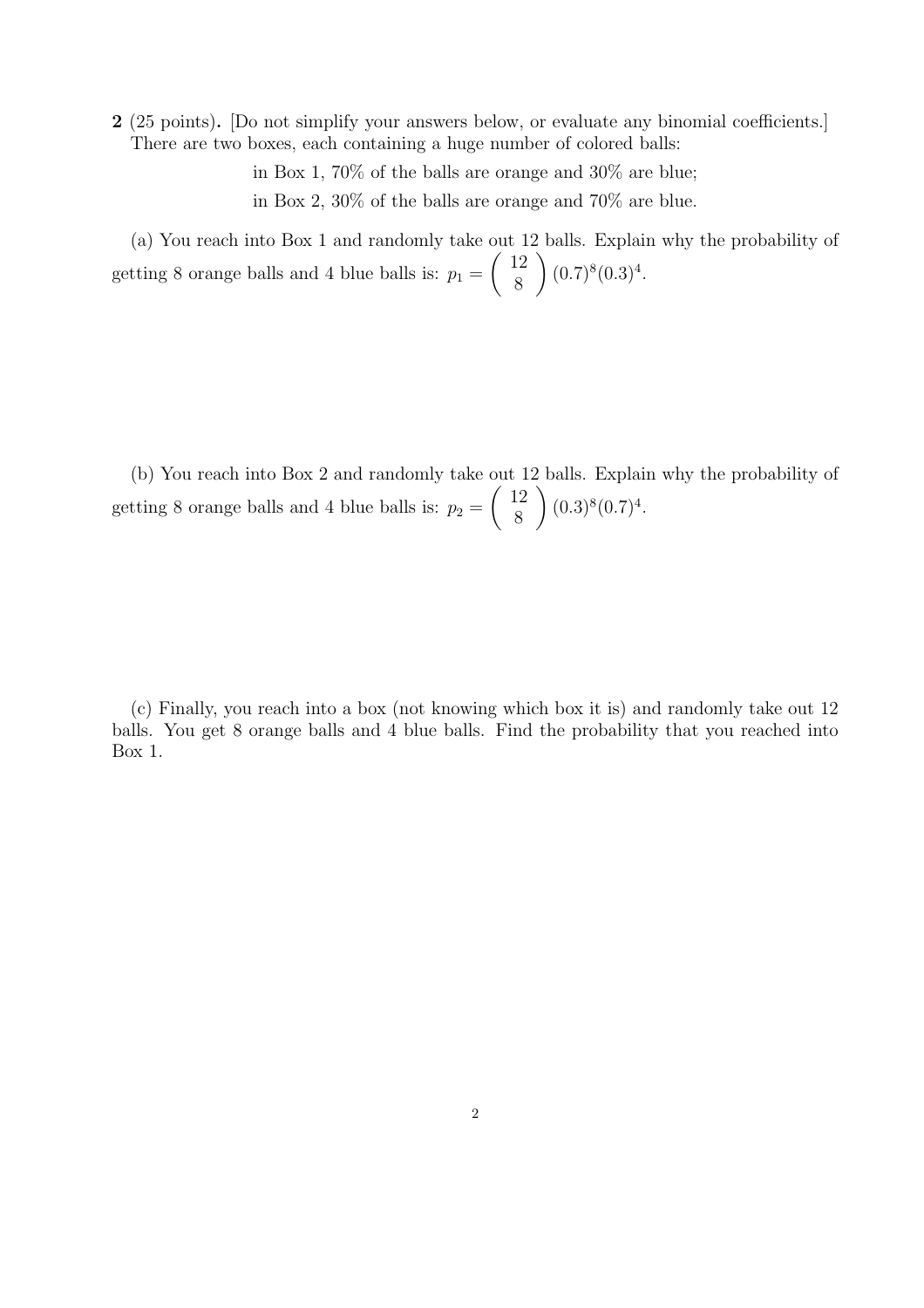**2** (25 points)**.** [Do not simplify your answers below, or evaluate any binomial coefficients.] There are two boxes, each containing a huge number of colored balls:

in Box 1, 70% of the balls are orange and 30% are blue;

in Box 2, 30% of the balls are orange and 70% are blue.

(a) You reach into Box 1 and randomly take out 12 balls. Explain why the probability of getting 8 orange balls and 4 blue balls is: $p_1 = \binom{12}{8}(0.7)^8(0.3)^4$.

(b) You reach into Box 2 and randomly take out 12 balls. Explain why the probability of getting 8 orange balls and 4 blue balls is: $p_2 = \binom{12}{8}(0.3)^8(0.7)^4$.

(c) Finally, you reach into a box (not knowing which box it is) and randomly take out 12 balls. You get 8 orange balls and 4 blue balls. Find the probability that you reached into Box 1.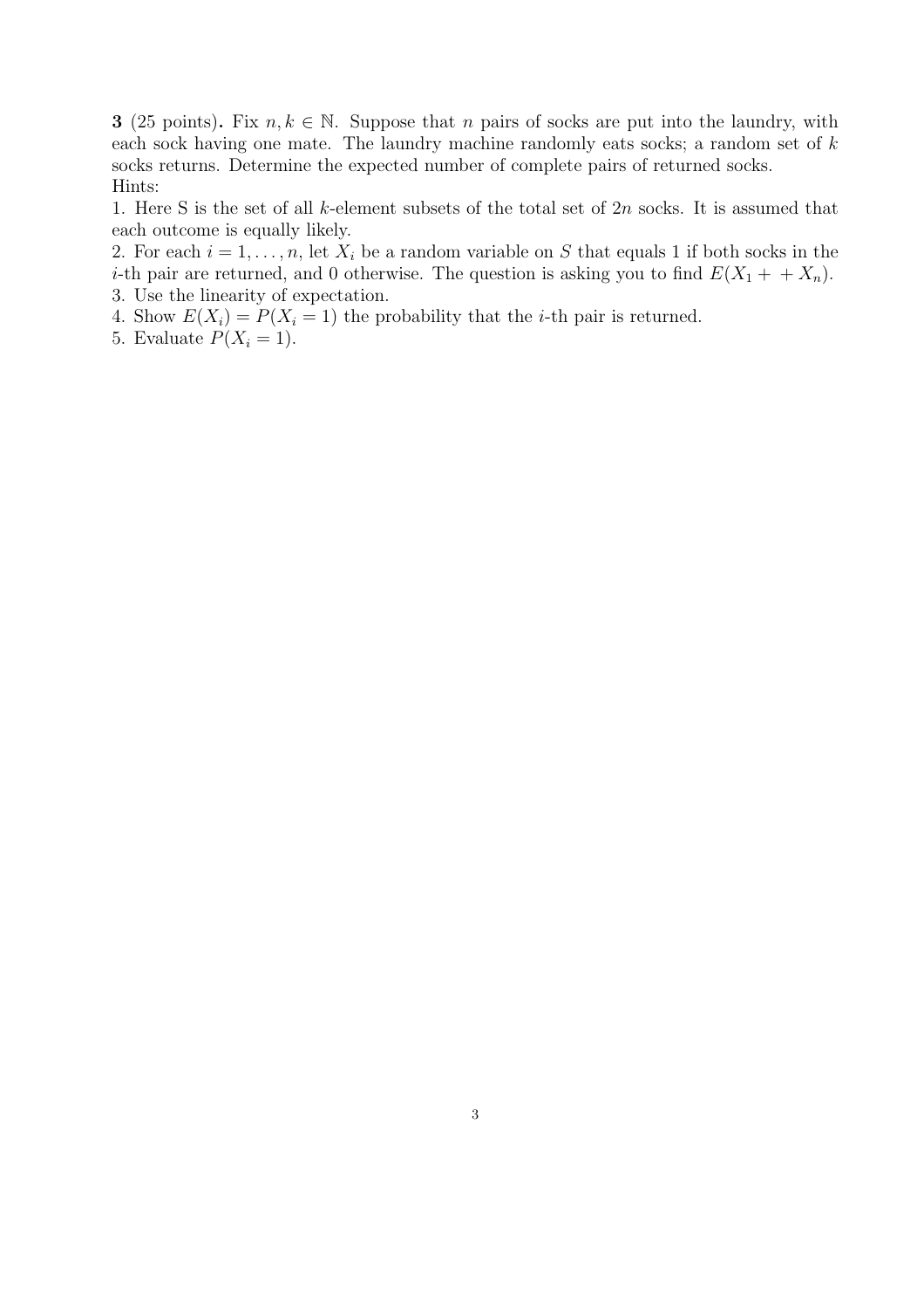**3** (25 points)**.** Fix $n, k \in \mathbb{N}$. Suppose that $n$ pairs of socks are put into the laundry, with each sock having one mate. The laundry machine randomly eats socks; a random set of $k$ socks returns. Determine the expected number of complete pairs of returned socks.
Hints:

1. Here S is the set of all $k$-element subsets of the total set of $2n$ socks. It is assumed that each outcome is equally likely.
2. For each $i = 1, \ldots, n$, let $X_i$ be a random variable on $S$ that equals 1 if both socks in the $i$-th pair are returned, and 0 otherwise. The question is asking you to find $E(X_1 + \ + X_n)$.
3. Use the linearity of expectation.
4. Show $E(X_i) = P(X_i = 1)$ the probability that the $i$-th pair is returned.
5. Evaluate $P(X_i = 1)$.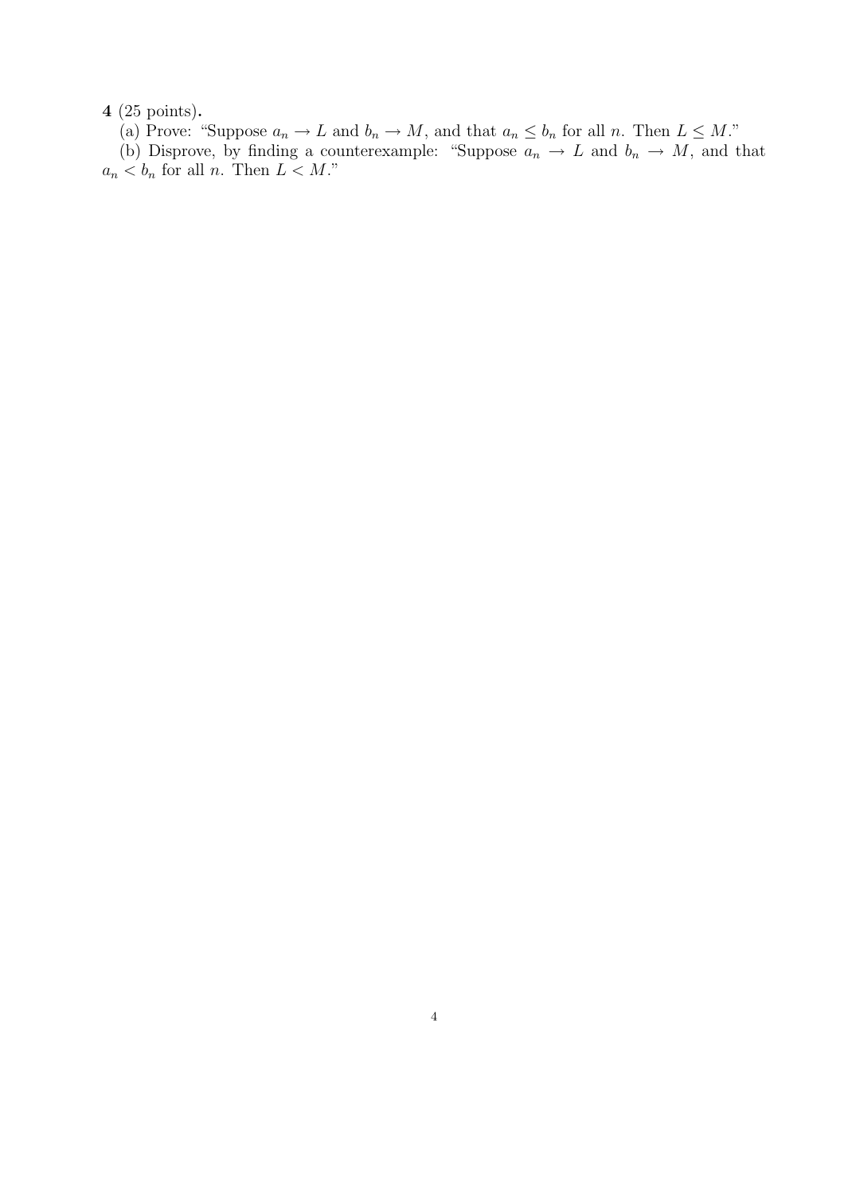**4** (25 points)**.**

(a) Prove: "Suppose $a_n \to L$ and $b_n \to M$, and that $a_n \leq b_n$ for all $n$. Then $L \leq M$."

(b) Disprove, by finding a counterexample: "Suppose $a_n \to L$ and $b_n \to M$, and that $a_n < b_n$ for all $n$. Then $L < M$."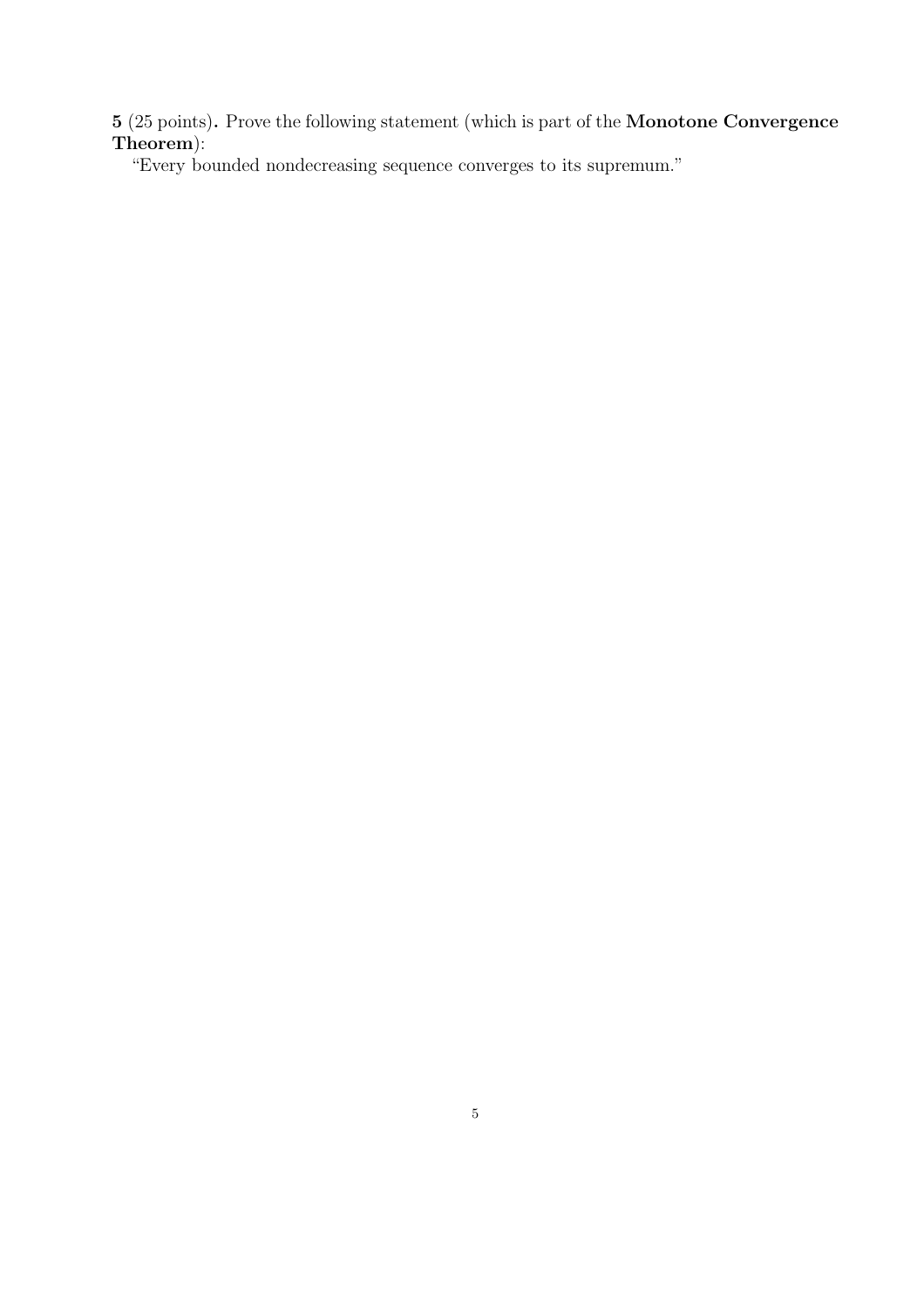**5** (25 points)**.** Prove the following statement (which is part of the **Monotone Convergence Theorem**):

"Every bounded nondecreasing sequence converges to its supremum."